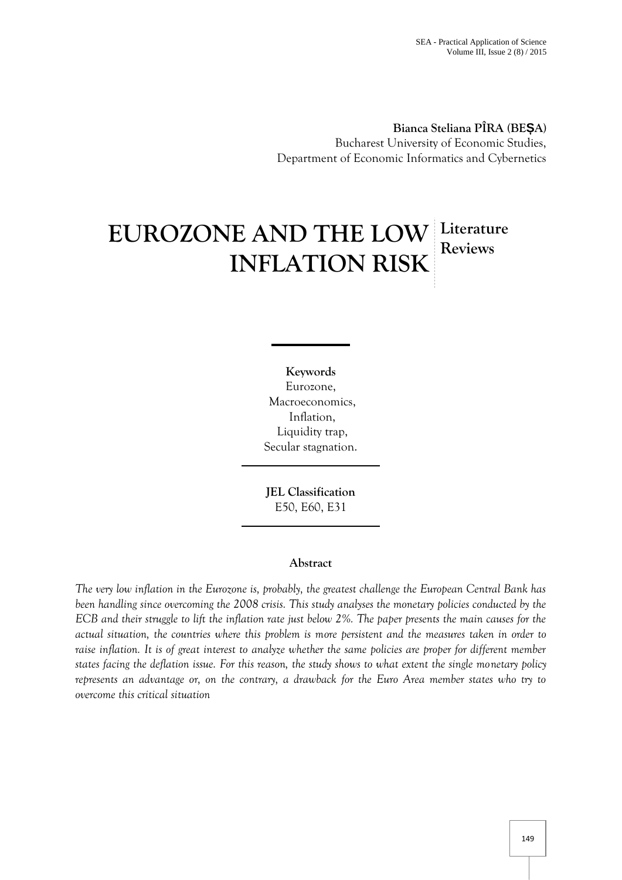**Bianca Steliana PÎRA (BEȘA)**
Bucharest University of Economic Studies,
Department of Economic Informatics and Cybernetics

# EUROZONE AND THE LOW INFLATION RISK

**Literature Reviews**

**Keywords**
Eurozone,
Macroeconomics,
Inflation,
Liquidity trap,
Secular stagnation.

**JEL Classification**
E50, E60, E31

**Abstract**

*The very low inflation in the Eurozone is, probably, the greatest challenge the European Central Bank has been handling since overcoming the 2008 crisis. This study analyses the monetary policies conducted by the ECB and their struggle to lift the inflation rate just below 2%. The paper presents the main causes for the actual situation, the countries where this problem is more persistent and the measures taken in order to raise inflation. It is of great interest to analyze whether the same policies are proper for different member states facing the deflation issue. For this reason, the study shows to what extent the single monetary policy represents an advantage or, on the contrary, a drawback for the Euro Area member states who try to overcome this critical situation*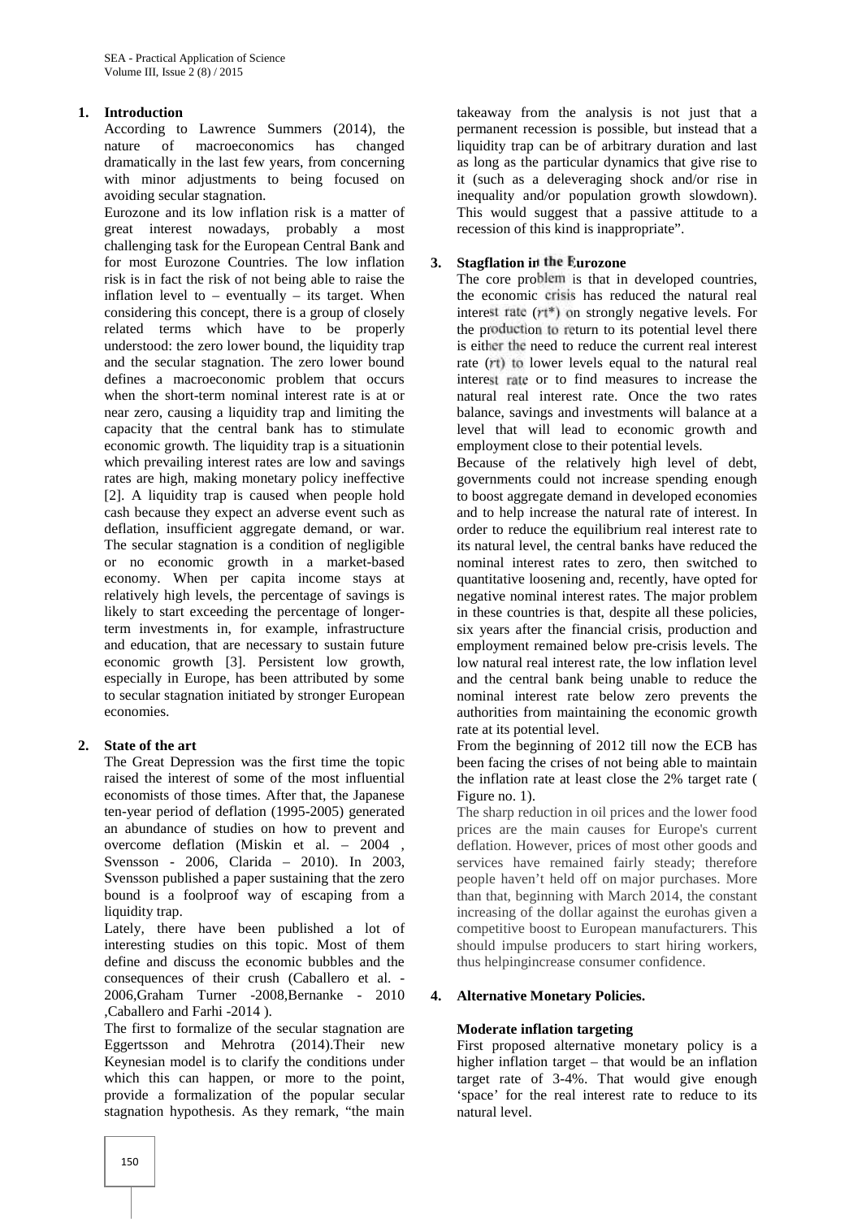## 1. Introduction

According to Lawrence Summers (2014), the nature of macroeconomics has changed dramatically in the last few years, from concerning with minor adjustments to being focused on avoiding secular stagnation.

Eurozone and its low inflation risk is a matter of great interest nowadays, probably a most challenging task for the European Central Bank and for most Eurozone Countries. The low inflation risk is in fact the risk of not being able to raise the inflation level to – eventually – its target. When considering this concept, there is a group of closely related terms which have to be properly understood: the zero lower bound, the liquidity trap and the secular stagnation. The zero lower bound defines a macroeconomic problem that occurs when the short-term nominal interest rate is at or near zero, causing a liquidity trap and limiting the capacity that the central bank has to stimulate economic growth. The liquidity trap is a situationin which prevailing interest rates are low and savings rates are high, making monetary policy ineffective [2]. A liquidity trap is caused when people hold cash because they expect an adverse event such as deflation, insufficient aggregate demand, or war. The secular stagnation is a condition of negligible or no economic growth in a market-based economy. When per capita income stays at relatively high levels, the percentage of savings is likely to start exceeding the percentage of longer-term investments in, for example, infrastructure and education, that are necessary to sustain future economic growth [3]. Persistent low growth, especially in Europe, has been attributed by some to secular stagnation initiated by stronger European economies.

## 2. State of the art

The Great Depression was the first time the topic raised the interest of some of the most influential economists of those times. After that, the Japanese ten-year period of deflation (1995-2005) generated an abundance of studies on how to prevent and overcome deflation (Miskin et al. – 2004 , Svensson - 2006, Clarida – 2010). In 2003, Svensson published a paper sustaining that the zero bound is a foolproof way of escaping from a liquidity trap.

Lately, there have been published a lot of interesting studies on this topic. Most of them define and discuss the economic bubbles and the consequences of their crush (Caballero et al. - 2006,Graham Turner -2008,Bernanke - 2010 ,Caballero and Farhi -2014 ).

The first to formalize of the secular stagnation are Eggertsson and Mehrotra (2014).Their new Keynesian model is to clarify the conditions under which this can happen, or more to the point, provide a formalization of the popular secular stagnation hypothesis. As they remark, "the main takeaway from the analysis is not just that a permanent recession is possible, but instead that a liquidity trap can be of arbitrary duration and last as long as the particular dynamics that give rise to it (such as a deleveraging shock and/or rise in inequality and/or population growth slowdown). This would suggest that a passive attitude to a recession of this kind is inappropriate".

## 3. Stagflation in the Eurozone

The core problem is that in developed countries, the economic crisis has reduced the natural real interest rate ($rt^*$) on strongly negative levels. For the production to return to its potential level there is either the need to reduce the current real interest rate ($rt$) to lower levels equal to the natural real interest rate or to find measures to increase the natural real interest rate. Once the two rates balance, savings and investments will balance at a level that will lead to economic growth and employment close to their potential levels.

Because of the relatively high level of debt, governments could not increase spending enough to boost aggregate demand in developed economies and to help increase the natural rate of interest. In order to reduce the equilibrium real interest rate to its natural level, the central banks have reduced the nominal interest rates to zero, then switched to quantitative loosening and, recently, have opted for negative nominal interest rates. The major problem in these countries is that, despite all these policies, six years after the financial crisis, production and employment remained below pre-crisis levels. The low natural real interest rate, the low inflation level and the central bank being unable to reduce the nominal interest rate below zero prevents the authorities from maintaining the economic growth rate at its potential level.

From the beginning of 2012 till now the ECB has been facing the crises of not being able to maintain the inflation rate at least close the 2% target rate ( Figure no. 1).

The sharp reduction in oil prices and the lower food prices are the main causes for Europe's current deflation. However, prices of most other goods and services have remained fairly steady; therefore people haven't held off on major purchases. More than that, beginning with March 2014, the constant increasing of the dollar against the eurohas given a competitive boost to European manufacturers. This should impulse producers to start hiring workers, thus helpingincrease consumer confidence.

## 4. Alternative Monetary Policies.

### Moderate inflation targeting

First proposed alternative monetary policy is a higher inflation target – that would be an inflation target rate of 3-4%. That would give enough 'space' for the real interest rate to reduce to its natural level.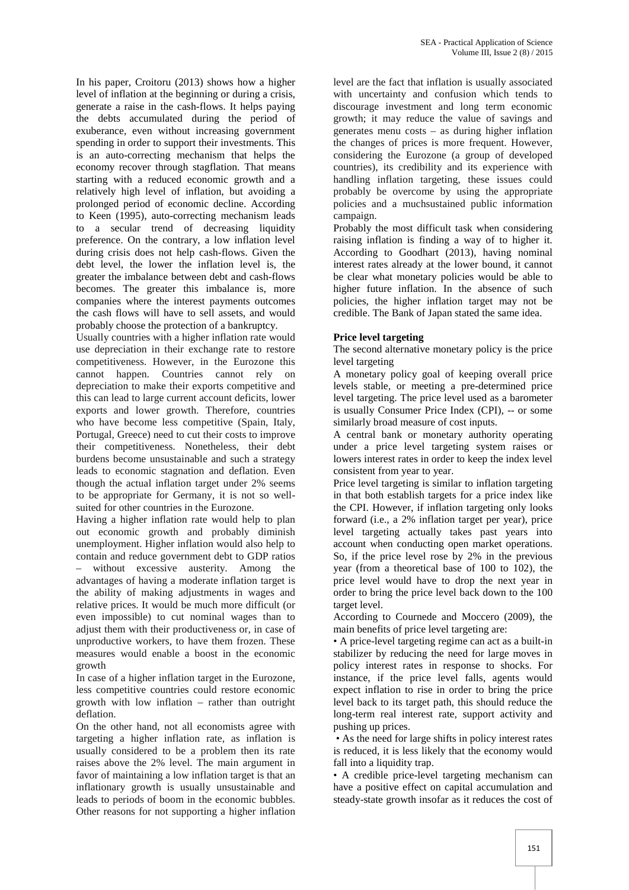In his paper, Croitoru (2013) shows how a higher level of inflation at the beginning or during a crisis, generate a raise in the cash-flows. It helps paying the debts accumulated during the period of exuberance, even without increasing government spending in order to support their investments. This is an auto-correcting mechanism that helps the economy recover through stagflation. That means starting with a reduced economic growth and a relatively high level of inflation, but avoiding a prolonged period of economic decline. According to Keen (1995), auto-correcting mechanism leads to a secular trend of decreasing liquidity preference. On the contrary, a low inflation level during crisis does not help cash-flows. Given the debt level, the lower the inflation level is, the greater the imbalance between debt and cash-flows becomes. The greater this imbalance is, more companies where the interest payments outcomes the cash flows will have to sell assets, and would probably choose the protection of a bankruptcy.

Usually countries with a higher inflation rate would use depreciation in their exchange rate to restore competitiveness. However, in the Eurozone this cannot happen. Countries cannot rely on depreciation to make their exports competitive and this can lead to large current account deficits, lower exports and lower growth. Therefore, countries who have become less competitive (Spain, Italy, Portugal, Greece) need to cut their costs to improve their competitiveness. Nonetheless, their debt burdens become unsustainable and such a strategy leads to economic stagnation and deflation. Even though the actual inflation target under 2% seems to be appropriate for Germany, it is not so well-suited for other countries in the Eurozone.

Having a higher inflation rate would help to plan out economic growth and probably diminish unemployment. Higher inflation would also help to contain and reduce government debt to GDP ratios – without excessive austerity. Among the advantages of having a moderate inflation target is the ability of making adjustments in wages and relative prices. It would be much more difficult (or even impossible) to cut nominal wages than to adjust them with their productiveness or, in case of unproductive workers, to have them frozen. These measures would enable a boost in the economic growth

In case of a higher inflation target in the Eurozone, less competitive countries could restore economic growth with low inflation – rather than outright deflation.

On the other hand, not all economists agree with targeting a higher inflation rate, as inflation is usually considered to be a problem then its rate raises above the 2% level. The main argument in favor of maintaining a low inflation target is that an inflationary growth is usually unsustainable and leads to periods of boom in the economic bubbles. Other reasons for not supporting a higher inflation level are the fact that inflation is usually associated with uncertainty and confusion which tends to discourage investment and long term economic growth; it may reduce the value of savings and generates menu costs – as during higher inflation the changes of prices is more frequent. However, considering the Eurozone (a group of developed countries), its credibility and its experience with handling inflation targeting, these issues could probably be overcome by using the appropriate policies and a muchsustained public information campaign.

Probably the most difficult task when considering raising inflation is finding a way of to higher it. According to Goodhart (2013), having nominal interest rates already at the lower bound, it cannot be clear what monetary policies would be able to higher future inflation. In the absence of such policies, the higher inflation target may not be credible. The Bank of Japan stated the same idea.

**Price level targeting**

The second alternative monetary policy is the price level targeting

A monetary policy goal of keeping overall price levels stable, or meeting a pre-determined price level targeting. The price level used as a barometer is usually Consumer Price Index (CPI), -- or some similarly broad measure of cost inputs.

A central bank or monetary authority operating under a price level targeting system raises or lowers interest rates in order to keep the index level consistent from year to year.

Price level targeting is similar to inflation targeting in that both establish targets for a price index like the CPI. However, if inflation targeting only looks forward (i.e., a 2% inflation target per year), price level targeting actually takes past years into account when conducting open market operations. So, if the price level rose by 2% in the previous year (from a theoretical base of 100 to 102), the price level would have to drop the next year in order to bring the price level back down to the 100 target level.

According to Cournede and Moccero (2009), the main benefits of price level targeting are:

- A price-level targeting regime can act as a built-in stabilizer by reducing the need for large moves in policy interest rates in response to shocks. For instance, if the price level falls, agents would expect inflation to rise in order to bring the price level back to its target path, this should reduce the long-term real interest rate, support activity and pushing up prices.
- As the need for large shifts in policy interest rates is reduced, it is less likely that the economy would fall into a liquidity trap.
- A credible price-level targeting mechanism can have a positive effect on capital accumulation and steady-state growth insofar as it reduces the cost of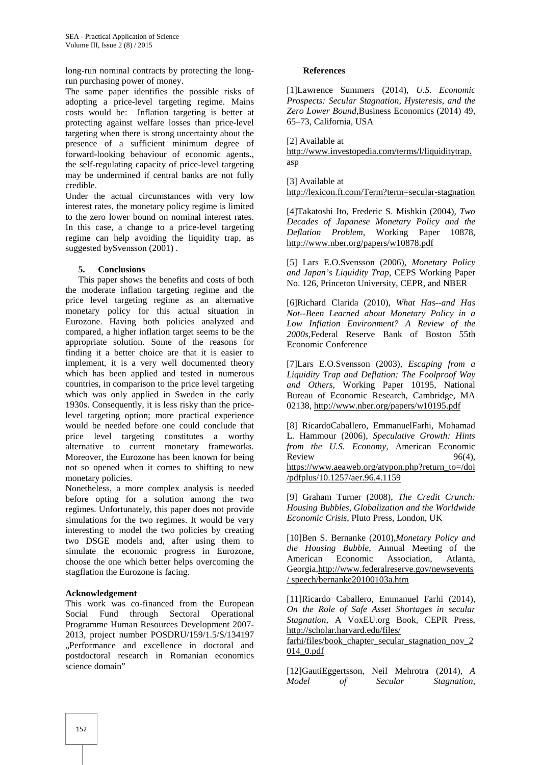long-run nominal contracts by protecting the long-run purchasing power of money.

The same paper identifies the possible risks of adopting a price-level targeting regime. Mains costs would be: Inflation targeting is better at protecting against welfare losses than price-level targeting when there is strong uncertainty about the presence of a sufficient minimum degree of forward-looking behaviour of economic agents., the self-regulating capacity of price-level targeting may be undermined if central banks are not fully credible.

Under the actual circumstances with very low interest rates, the monetary policy regime is limited to the zero lower bound on nominal interest rates. In this case, a change to a price-level targeting regime can help avoiding the liquidity trap, as suggested bySvensson (2001) .

## 5. Conclusions

This paper shows the benefits and costs of both the moderate inflation targeting regime and the price level targeting regime as an alternative monetary policy for this actual situation in Eurozone. Having both policies analyzed and compared, a higher inflation target seems to be the appropriate solution. Some of the reasons for finding it a better choice are that it is easier to implement, it is a very well documented theory which has been applied and tested in numerous countries, in comparison to the price level targeting which was only applied in Sweden in the early 1930s. Consequently, it is less risky than the price-level targeting option; more practical experience would be needed before one could conclude that price level targeting constitutes a worthy alternative to current monetary frameworks. Moreover, the Eurozone has been known for being not so opened when it comes to shifting to new monetary policies.

Nonetheless, a more complex analysis is needed before opting for a solution among the two regimes. Unfortunately, this paper does not provide simulations for the two regimes. It would be very interesting to model the two policies by creating two DSGE models and, after using them to simulate the economic progress in Eurozone, choose the one which better helps overcoming the stagflation the Eurozone is facing.

### Acknowledgement

This work was co-financed from the European Social Fund through Sectoral Operational Programme Human Resources Development 2007-2013, project number POSDRU/159/1.5/S/134197 „Performance and excellence in doctoral and postdoctoral research in Romanian economics science domain"

### References

[1]Lawrence Summers (2014), *U.S. Economic Prospects: Secular Stagnation, Hysteresis, and the Zero Lower Bound*,Business Economics (2014) 49, 65–73, California, USA

[2] Available at http://www.investopedia.com/terms/l/liquiditytrap.asp

[3] Available at http://lexicon.ft.com/Term?term=secular-stagnation

[4]Takatoshi Ito, Frederic S. Mishkin (2004), *Two Decades of Japanese Monetary Policy and the Deflation Problem*, Working Paper 10878, http://www.nber.org/papers/w10878.pdf

[5] Lars E.O.Svensson (2006), *Monetary Policy and Japan's Liquidity Trap*, CEPS Working Paper No. 126, Princeton University, CEPR, and NBER

[6]Richard Clarida (2010), *What Has--and Has Not--Been Learned about Monetary Policy in a Low Inflation Environment? A Review of the 2000s*,Federal Reserve Bank of Boston 55th Economic Conference

[7]Lars E.O.Svensson (2003), *Escaping from a Liquidity Trap and Deflation: The Foolproof Way and Others*, Working Paper 10195, National Bureau of Economic Research, Cambridge, MA 02138, http://www.nber.org/papers/w10195.pdf

[8] RicardoCaballero, EmmanuelFarhi, Mohamad L. Hammour (2006), *Speculative Growth: Hints from the U.S. Economy*, American Economic Review 96(4), https://www.aeaweb.org/atypon.php?return_to=/doi/pdfplus/10.1257/aer.96.4.1159

[9] Graham Turner (2008), *The Credit Crunch: Housing Bubbles, Globalization and the Worldwide Economic Crisis*, Pluto Press, London, UK

[10]Ben S. Bernanke (2010),*Monetary Policy and the Housing Bubble*, Annual Meeting of the American Economic Association, Atlanta, Georgia,http://www.federalreserve.gov/newsevents/ speech/bernanke20100103a.htm

[11]Ricardo Caballero, Emmanuel Farhi (2014), *On the Role of Safe Asset Shortages in secular Stagnation*, A VoxEU.org Book, CEPR Press, http://scholar.harvard.edu/files/farhi/files/book_chapter_secular_stagnation_nov_2014_0.pdf

[12]GautiEggertsson, Neil Mehrotra (2014), *A Model of Secular Stagnation*,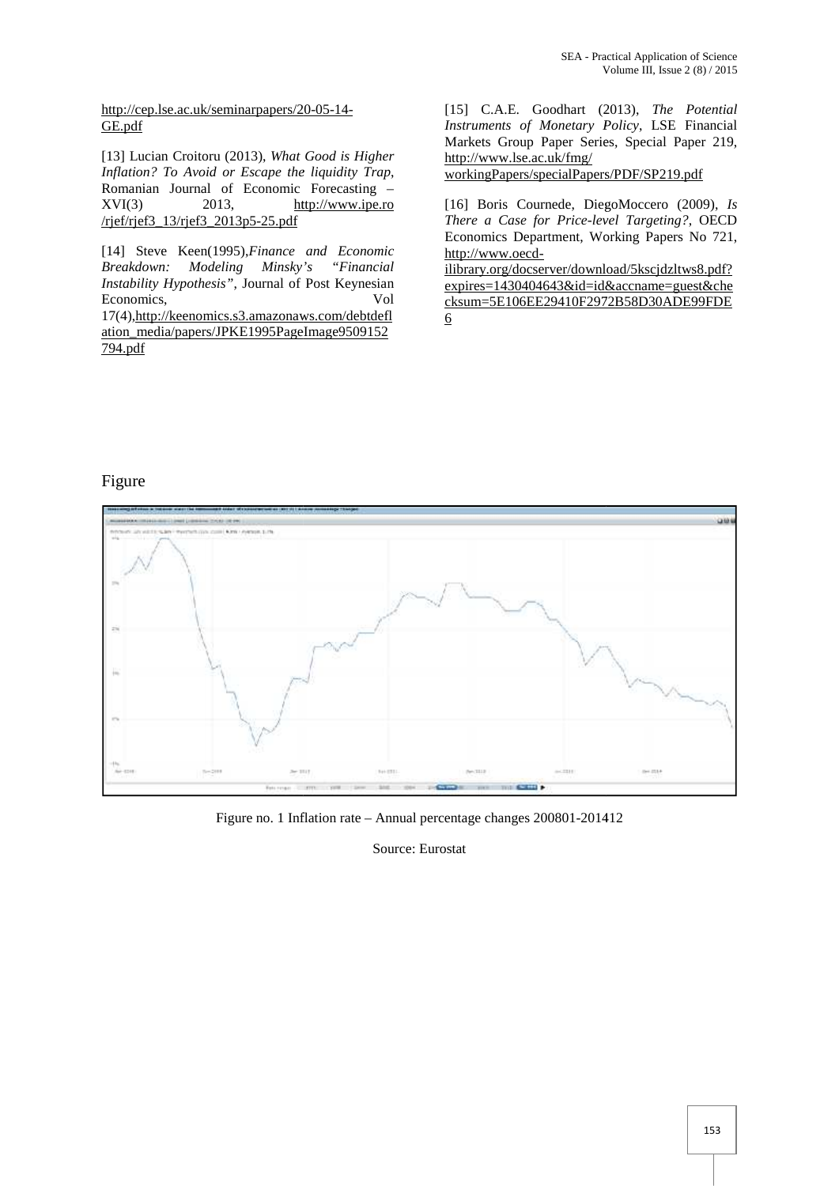http://cep.lse.ac.uk/seminarpapers/20-05-14-GE.pdf

[13] Lucian Croitoru (2013), *What Good is Higher Inflation? To Avoid or Escape the liquidity Trap*, Romanian Journal of Economic Forecasting – XVI(3) 2013, http://www.ipe.ro/rjef/rjef3_13/rjef3_2013p5-25.pdf

[14] Steve Keen(1995),*Finance and Economic Breakdown: Modeling Minsky's "Financial Instability Hypothesis"*, Journal of Post Keynesian Economics, Vol 17(4),http://keenomics.s3.amazonaws.com/debtdeflation_media/papers/JPKE1995PageImage9509152794.pdf

[15] C.A.E. Goodhart (2013), *The Potential Instruments of Monetary Policy*, LSE Financial Markets Group Paper Series, Special Paper 219, http://www.lse.ac.uk/fmg/workingPapers/specialPapers/PDF/SP219.pdf

[16] Boris Cournede, DiegoMoccero (2009), *Is There a Case for Price-level Targeting?*, OECD Economics Department, Working Papers No 721, http://www.oecd-ilibrary.org/docserver/download/5kscjdzltws8.pdf?expires=1430404643&id=id&accname=guest&checksum=5E106EE29410F2972B58D30ADE99FDE6

Figure

Figure no. 1 Inflation rate – Annual percentage changes 200801-201412

Source: Eurostat